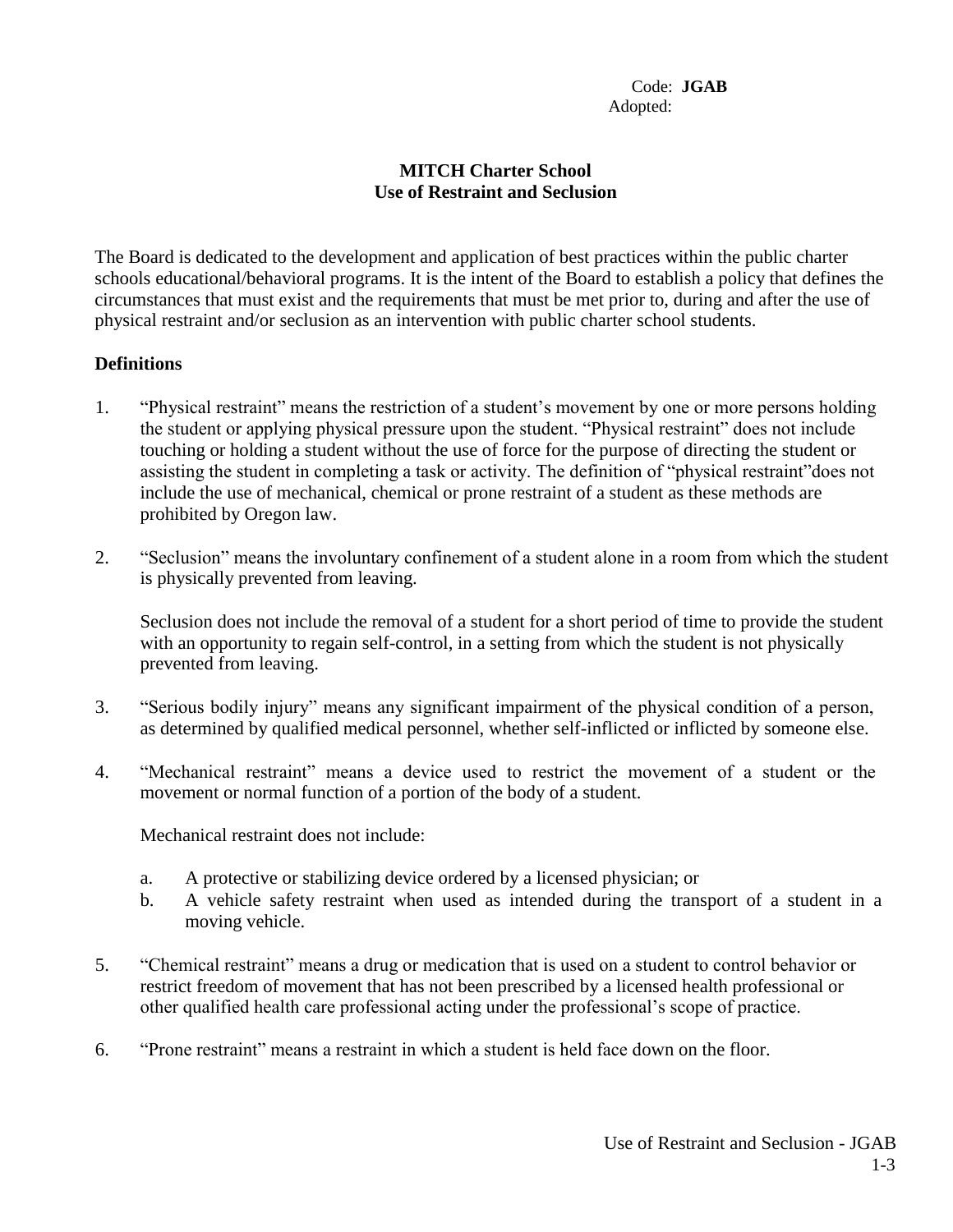Code: **JGAB**
Adopted:

# MITCH Charter School
## Use of Restraint and Seclusion

The Board is dedicated to the development and application of best practices within the public charter schools educational/behavioral programs. It is the intent of the Board to establish a policy that defines the circumstances that must exist and the requirements that must be met prior to, during and after the use of physical restraint and/or seclusion as an intervention with public charter school students.

**Definitions**

1. "Physical restraint" means the restriction of a student's movement by one or more persons holding the student or applying physical pressure upon the student. "Physical restraint" does not include touching or holding a student without the use of force for the purpose of directing the student or assisting the student in completing a task or activity. The definition of "physical restraint"does not include the use of mechanical, chemical or prone restraint of a student as these methods are prohibited by Oregon law.

2. "Seclusion" means the involuntary confinement of a student alone in a room from which the student is physically prevented from leaving.

   Seclusion does not include the removal of a student for a short period of time to provide the student with an opportunity to regain self-control, in a setting from which the student is not physically prevented from leaving.

3. "Serious bodily injury" means any significant impairment of the physical condition of a person, as determined by qualified medical personnel, whether self-inflicted or inflicted by someone else.

4. "Mechanical restraint" means a device used to restrict the movement of a student or the movement or normal function of a portion of the body of a student.

   Mechanical restraint does not include:

   a. A protective or stabilizing device ordered by a licensed physician; or
   b. A vehicle safety restraint when used as intended during the transport of a student in a moving vehicle.

5. "Chemical restraint" means a drug or medication that is used on a student to control behavior or restrict freedom of movement that has not been prescribed by a licensed health professional or other qualified health care professional acting under the professional's scope of practice.

6. "Prone restraint" means a restraint in which a student is held face down on the floor.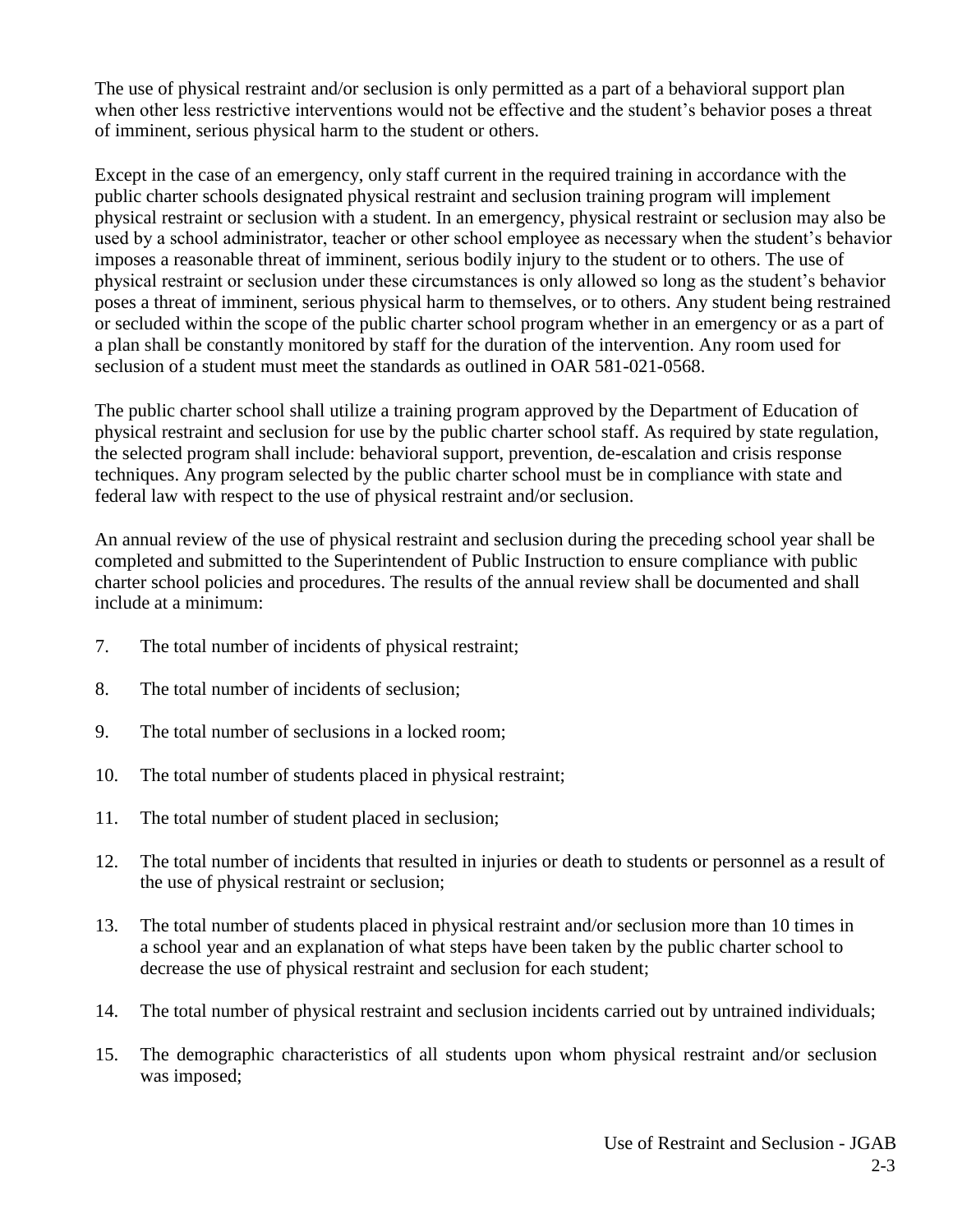The use of physical restraint and/or seclusion is only permitted as a part of a behavioral support plan when other less restrictive interventions would not be effective and the student's behavior poses a threat of imminent, serious physical harm to the student or others.

Except in the case of an emergency, only staff current in the required training in accordance with the public charter schools designated physical restraint and seclusion training program will implement physical restraint or seclusion with a student. In an emergency, physical restraint or seclusion may also be used by a school administrator, teacher or other school employee as necessary when the student's behavior imposes a reasonable threat of imminent, serious bodily injury to the student or to others. The use of physical restraint or seclusion under these circumstances is only allowed so long as the student's behavior poses a threat of imminent, serious physical harm to themselves, or to others. Any student being restrained or secluded within the scope of the public charter school program whether in an emergency or as a part of a plan shall be constantly monitored by staff for the duration of the intervention. Any room used for seclusion of a student must meet the standards as outlined in OAR 581-021-0568.

The public charter school shall utilize a training program approved by the Department of Education of physical restraint and seclusion for use by the public charter school staff. As required by state regulation, the selected program shall include: behavioral support, prevention, de-escalation and crisis response techniques. Any program selected by the public charter school must be in compliance with state and federal law with respect to the use of physical restraint and/or seclusion.

An annual review of the use of physical restraint and seclusion during the preceding school year shall be completed and submitted to the Superintendent of Public Instruction to ensure compliance with public charter school policies and procedures. The results of the annual review shall be documented and shall include at a minimum:

7. The total number of incidents of physical restraint;

8. The total number of incidents of seclusion;

9. The total number of seclusions in a locked room;

10. The total number of students placed in physical restraint;

11. The total number of student placed in seclusion;

12. The total number of incidents that resulted in injuries or death to students or personnel as a result of the use of physical restraint or seclusion;

13. The total number of students placed in physical restraint and/or seclusion more than 10 times in a school year and an explanation of what steps have been taken by the public charter school to decrease the use of physical restraint and seclusion for each student;

14. The total number of physical restraint and seclusion incidents carried out by untrained individuals;

15. The demographic characteristics of all students upon whom physical restraint and/or seclusion was imposed;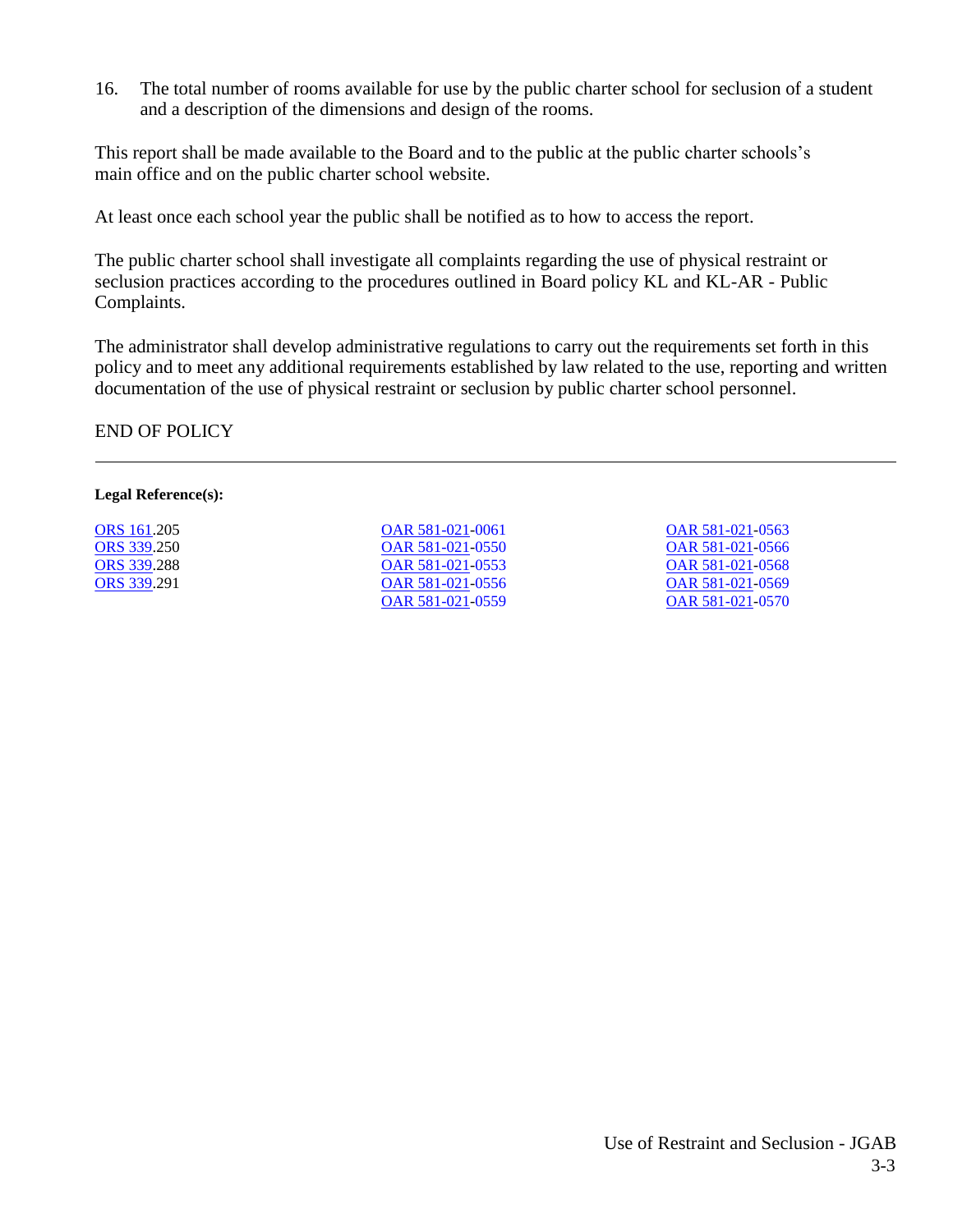16. The total number of rooms available for use by the public charter school for seclusion of a student and a description of the dimensions and design of the rooms.

This report shall be made available to the Board and to the public at the public charter schools's main office and on the public charter school website.

At least once each school year the public shall be notified as to how to access the report.

The public charter school shall investigate all complaints regarding the use of physical restraint or seclusion practices according to the procedures outlined in Board policy KL and KL-AR - Public Complaints.

The administrator shall develop administrative regulations to carry out the requirements set forth in this policy and to meet any additional requirements established by law related to the use, reporting and written documentation of the use of physical restraint or seclusion by public charter school personnel.

END OF POLICY

---

**Legal Reference(s):**

| | | |
|---|---|---|
| ORS 161.205 | OAR 581-021-0061 | OAR 581-021-0563 |
| ORS 339.250 | OAR 581-021-0550 | OAR 581-021-0566 |
| ORS 339.288 | OAR 581-021-0553 | OAR 581-021-0568 |
| ORS 339.291 | OAR 581-021-0556 | OAR 581-021-0569 |
| | OAR 581-021-0559 | OAR 581-021-0570 |